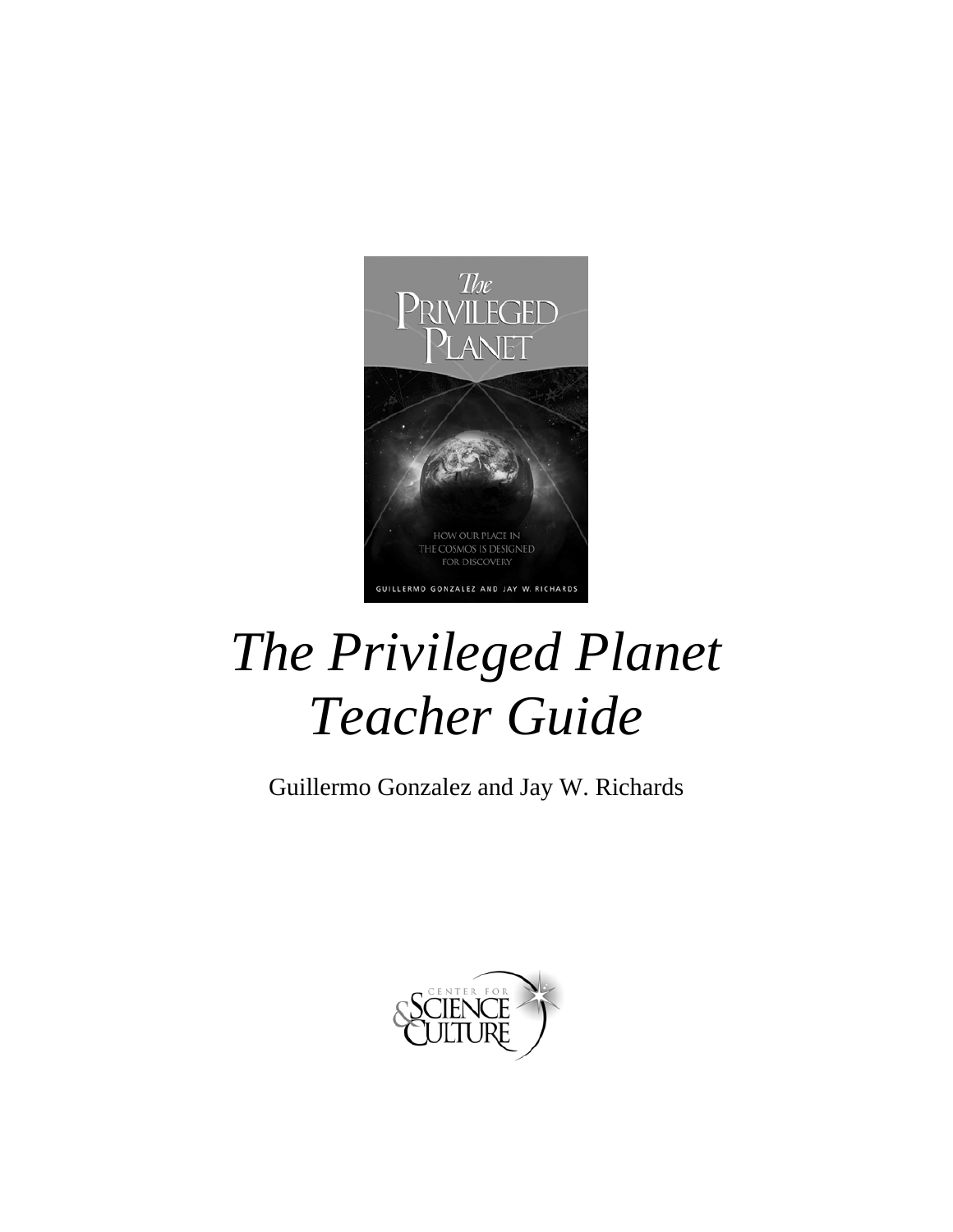# *The Privileged Planet Teacher Guide*

Guillermo Gonzalez and Jay W. Richards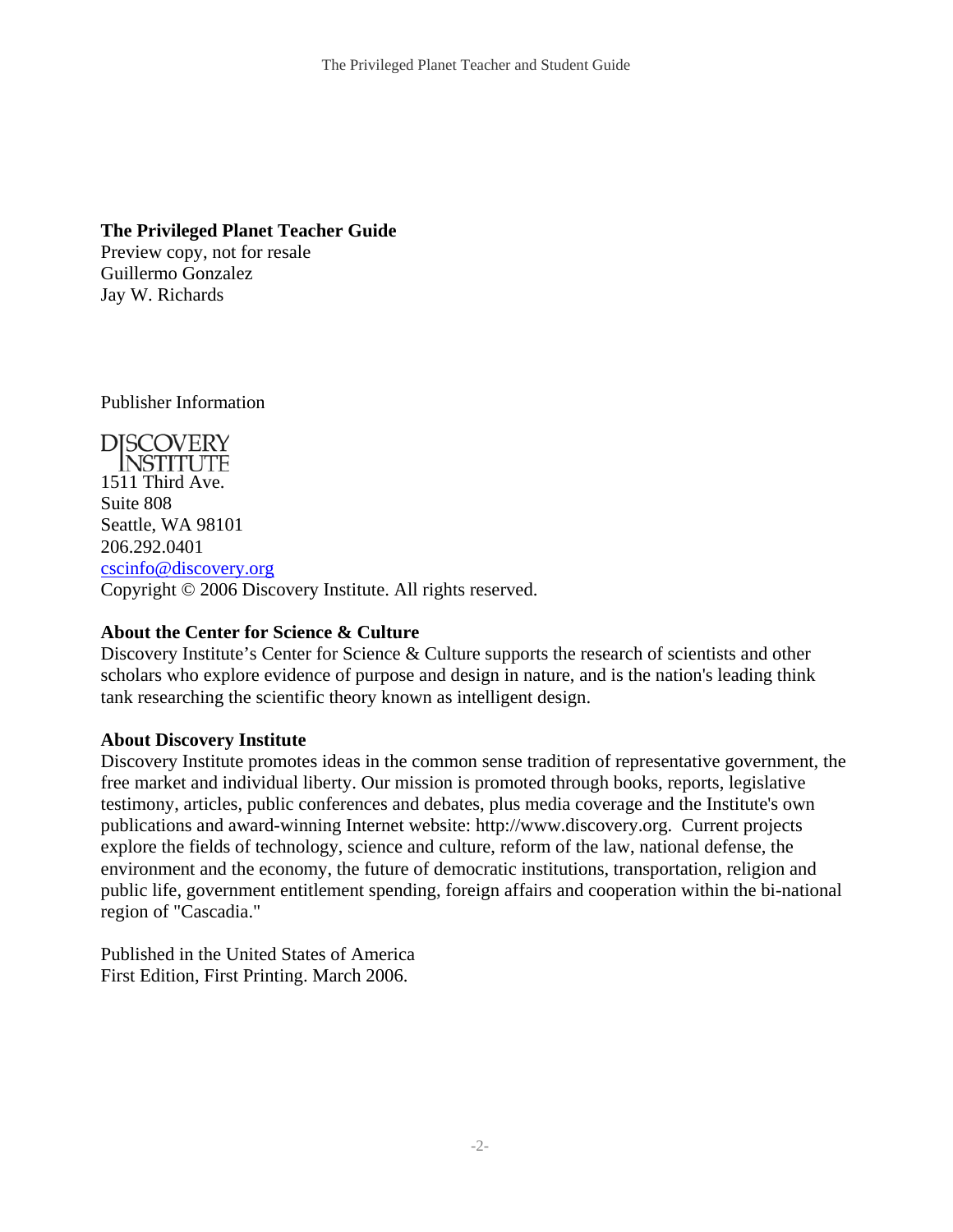**The Privileged Planet Teacher Guide**
Preview copy, not for resale
Guillermo Gonzalez
Jay W. Richards

Publisher Information

DISCOVERY INSTITUTE
1511 Third Ave.
Suite 808
Seattle, WA 98101
206.292.0401
cscinfo@discovery.org
Copyright © 2006 Discovery Institute. All rights reserved.

**About the Center for Science & Culture**
Discovery Institute's Center for Science & Culture supports the research of scientists and other scholars who explore evidence of purpose and design in nature, and is the nation's leading think tank researching the scientific theory known as intelligent design.

**About Discovery Institute**
Discovery Institute promotes ideas in the common sense tradition of representative government, the free market and individual liberty. Our mission is promoted through books, reports, legislative testimony, articles, public conferences and debates, plus media coverage and the Institute's own publications and award-winning Internet website: http://www.discovery.org. Current projects explore the fields of technology, science and culture, reform of the law, national defense, the environment and the economy, the future of democratic institutions, transportation, religion and public life, government entitlement spending, foreign affairs and cooperation within the bi-national region of "Cascadia."

Published in the United States of America
First Edition, First Printing. March 2006.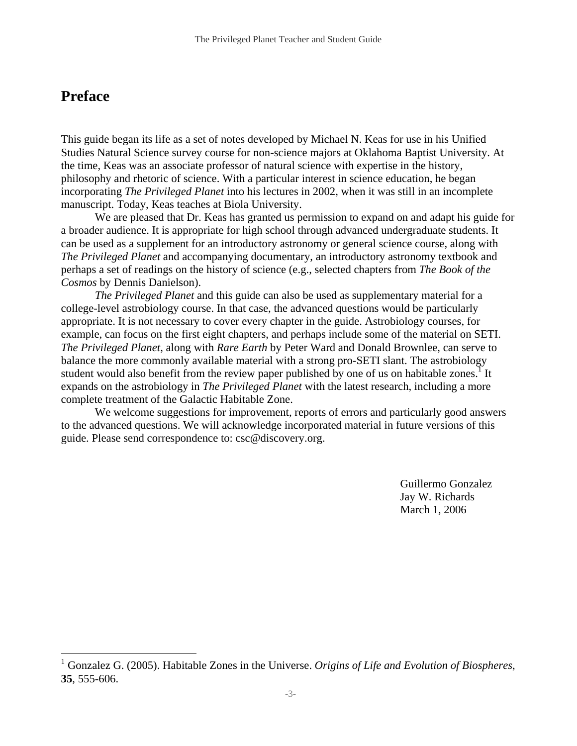# Preface

This guide began its life as a set of notes developed by Michael N. Keas for use in his Unified Studies Natural Science survey course for non-science majors at Oklahoma Baptist University. At the time, Keas was an associate professor of natural science with expertise in the history, philosophy and rhetoric of science. With a particular interest in science education, he began incorporating *The Privileged Planet* into his lectures in 2002, when it was still in an incomplete manuscript. Today, Keas teaches at Biola University.

We are pleased that Dr. Keas has granted us permission to expand on and adapt his guide for a broader audience. It is appropriate for high school through advanced undergraduate students. It can be used as a supplement for an introductory astronomy or general science course, along with *The Privileged Planet* and accompanying documentary, an introductory astronomy textbook and perhaps a set of readings on the history of science (e.g., selected chapters from *The Book of the Cosmos* by Dennis Danielson).

*The Privileged Planet* and this guide can also be used as supplementary material for a college-level astrobiology course. In that case, the advanced questions would be particularly appropriate. It is not necessary to cover every chapter in the guide. Astrobiology courses, for example, can focus on the first eight chapters, and perhaps include some of the material on SETI. *The Privileged Planet*, along with *Rare Earth* by Peter Ward and Donald Brownlee, can serve to balance the more commonly available material with a strong pro-SETI slant. The astrobiology student would also benefit from the review paper published by one of us on habitable zones.[1] It expands on the astrobiology in *The Privileged Planet* with the latest research, including a more complete treatment of the Galactic Habitable Zone.

We welcome suggestions for improvement, reports of errors and particularly good answers to the advanced questions. We will acknowledge incorporated material in future versions of this guide. Please send correspondence to: csc@discovery.org.

Guillermo Gonzalez
Jay W. Richards
March 1, 2006

[1] Gonzalez G. (2005). Habitable Zones in the Universe. *Origins of Life and Evolution of Biospheres*, **35**, 555-606.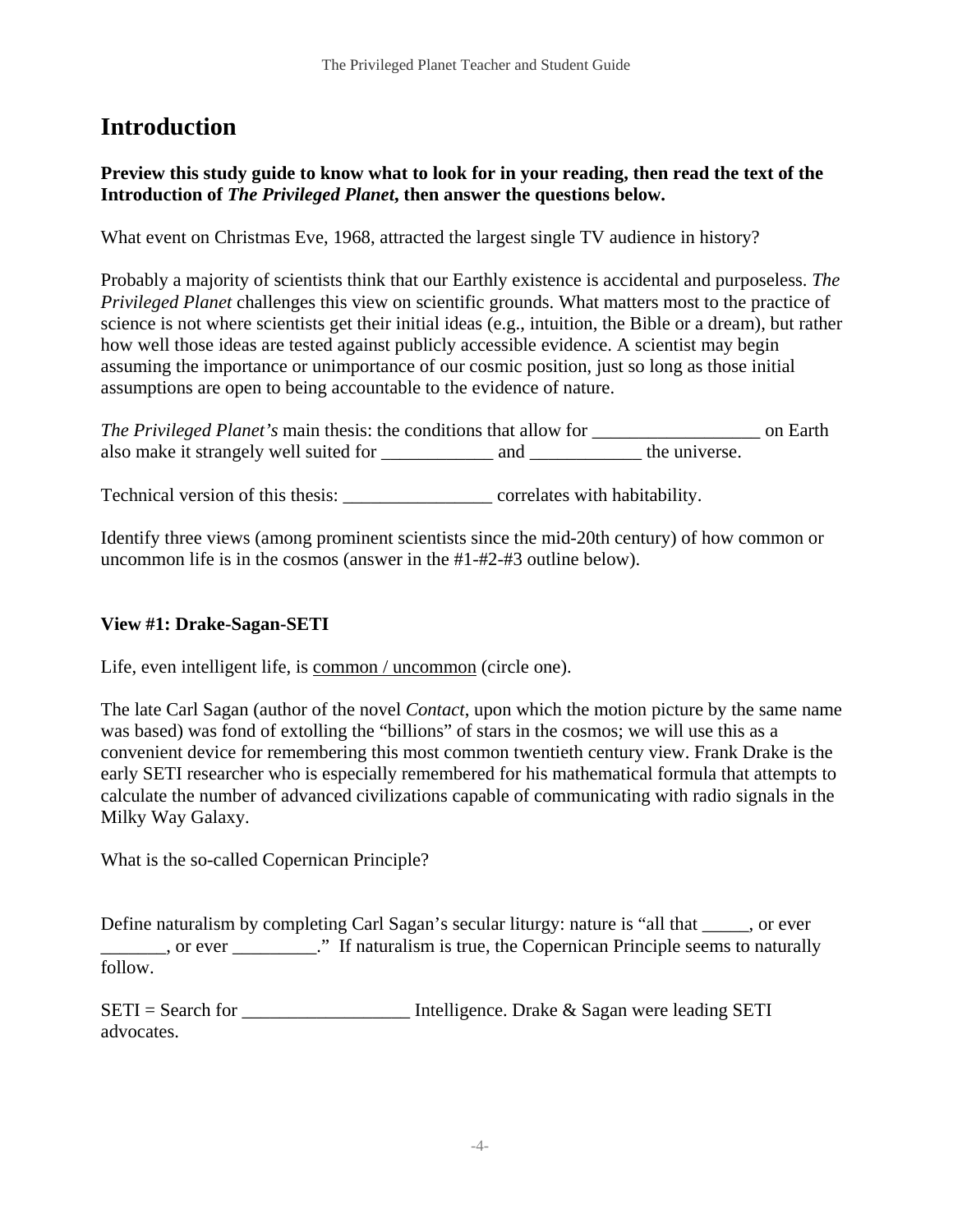# Introduction

**Preview this study guide to know what to look for in your reading, then read the text of the Introduction of *The Privileged Planet*, then answer the questions below.**

What event on Christmas Eve, 1968, attracted the largest single TV audience in history?

Probably a majority of scientists think that our Earthly existence is accidental and purposeless. *The Privileged Planet* challenges this view on scientific grounds. What matters most to the practice of science is not where scientists get their initial ideas (e.g., intuition, the Bible or a dream), but rather how well those ideas are tested against publicly accessible evidence. A scientist may begin assuming the importance or unimportance of our cosmic position, just so long as those initial assumptions are open to being accountable to the evidence of nature.

*The Privileged Planet's* main thesis: the conditions that allow for __________________ on Earth also make it strangely well suited for ____________ and ____________ the universe.

Technical version of this thesis: ________________ correlates with habitability.

Identify three views (among prominent scientists since the mid-20th century) of how common or uncommon life is in the cosmos (answer in the #1-#2-#3 outline below).

**View #1: Drake-Sagan-SETI**

Life, even intelligent life, is <u>common / uncommon</u> (circle one).

The late Carl Sagan (author of the novel *Contact*, upon which the motion picture by the same name was based) was fond of extolling the "billions" of stars in the cosmos; we will use this as a convenient device for remembering this most common twentieth century view. Frank Drake is the early SETI researcher who is especially remembered for his mathematical formula that attempts to calculate the number of advanced civilizations capable of communicating with radio signals in the Milky Way Galaxy.

What is the so-called Copernican Principle?

Define naturalism by completing Carl Sagan's secular liturgy: nature is "all that _____, or ever _______, or ever _________." If naturalism is true, the Copernican Principle seems to naturally follow.

SETI = Search for __________________ Intelligence. Drake & Sagan were leading SETI advocates.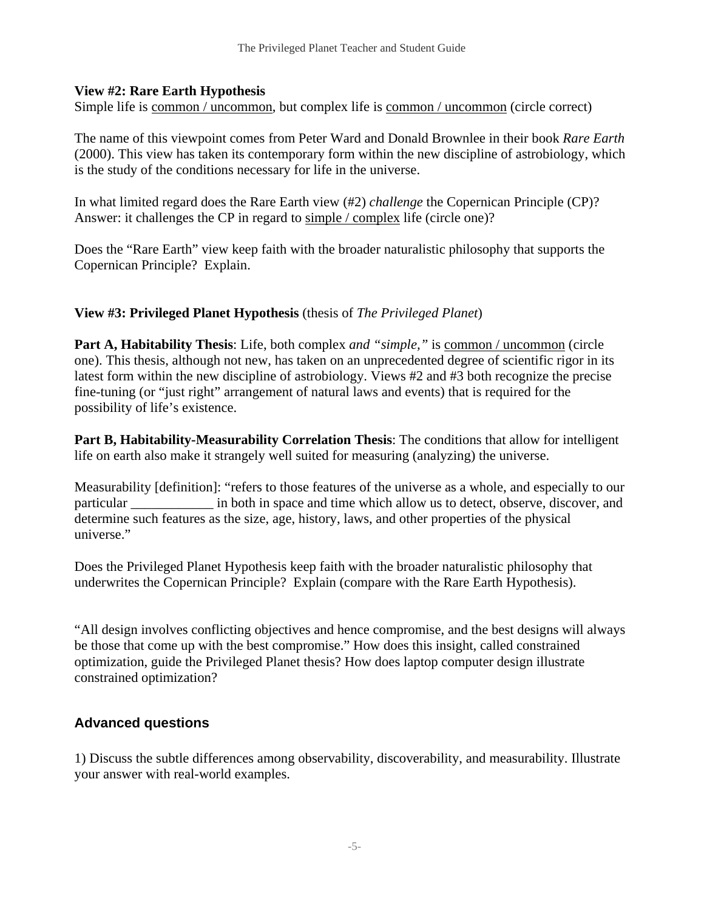**View #2: Rare Earth Hypothesis**

Simple life is common / uncommon, but complex life is common / uncommon (circle correct)

The name of this viewpoint comes from Peter Ward and Donald Brownlee in their book *Rare Earth* (2000). This view has taken its contemporary form within the new discipline of astrobiology, which is the study of the conditions necessary for life in the universe.

In what limited regard does the Rare Earth view (#2) *challenge* the Copernican Principle (CP)? Answer: it challenges the CP in regard to simple / complex life (circle one)?

Does the "Rare Earth" view keep faith with the broader naturalistic philosophy that supports the Copernican Principle? Explain.

**View #3: Privileged Planet Hypothesis** (thesis of *The Privileged Planet*)

**Part A, Habitability Thesis**: Life, both complex *and "simple,"* is common / uncommon (circle one). This thesis, although not new, has taken on an unprecedented degree of scientific rigor in its latest form within the new discipline of astrobiology. Views #2 and #3 both recognize the precise fine-tuning (or "just right" arrangement of natural laws and events) that is required for the possibility of life's existence.

**Part B, Habitability-Measurability Correlation Thesis**: The conditions that allow for intelligent life on earth also make it strangely well suited for measuring (analyzing) the universe.

Measurability [definition]: "refers to those features of the universe as a whole, and especially to our particular ____________ in both in space and time which allow us to detect, observe, discover, and determine such features as the size, age, history, laws, and other properties of the physical universe."

Does the Privileged Planet Hypothesis keep faith with the broader naturalistic philosophy that underwrites the Copernican Principle? Explain (compare with the Rare Earth Hypothesis).

"All design involves conflicting objectives and hence compromise, and the best designs will always be those that come up with the best compromise." How does this insight, called constrained optimization, guide the Privileged Planet thesis? How does laptop computer design illustrate constrained optimization?

## Advanced questions

1) Discuss the subtle differences among observability, discoverability, and measurability. Illustrate your answer with real-world examples.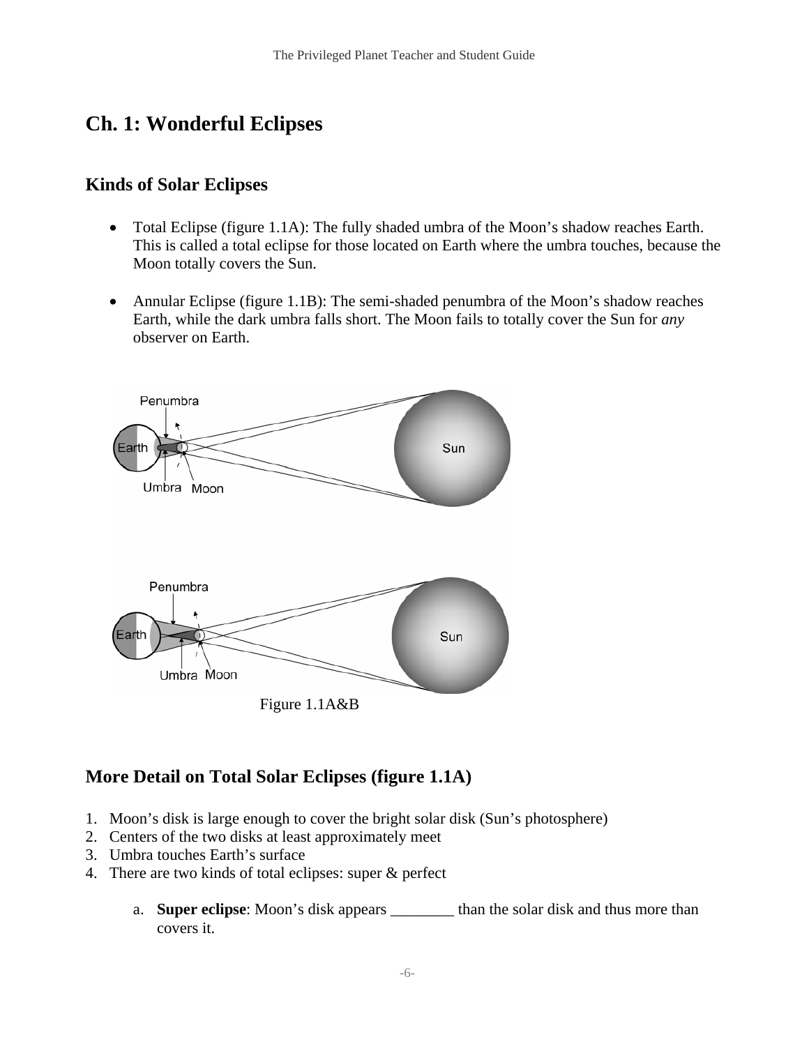# Ch. 1: Wonderful Eclipses

## Kinds of Solar Eclipses

- Total Eclipse (figure 1.1A): The fully shaded umbra of the Moon's shadow reaches Earth. This is called a total eclipse for those located on Earth where the umbra touches, because the Moon totally covers the Sun.
- Annular Eclipse (figure 1.1B): The semi-shaded penumbra of the Moon's shadow reaches Earth, while the dark umbra falls short. The Moon fails to totally cover the Sun for *any* observer on Earth.

Figure 1.1A&B

## More Detail on Total Solar Eclipses (figure 1.1A)

1. Moon's disk is large enough to cover the bright solar disk (Sun's photosphere)
2. Centers of the two disks at least approximately meet
3. Umbra touches Earth's surface
4. There are two kinds of total eclipses: super & perfect

    a. **Super eclipse**: Moon's disk appears ________ than the solar disk and thus more than covers it.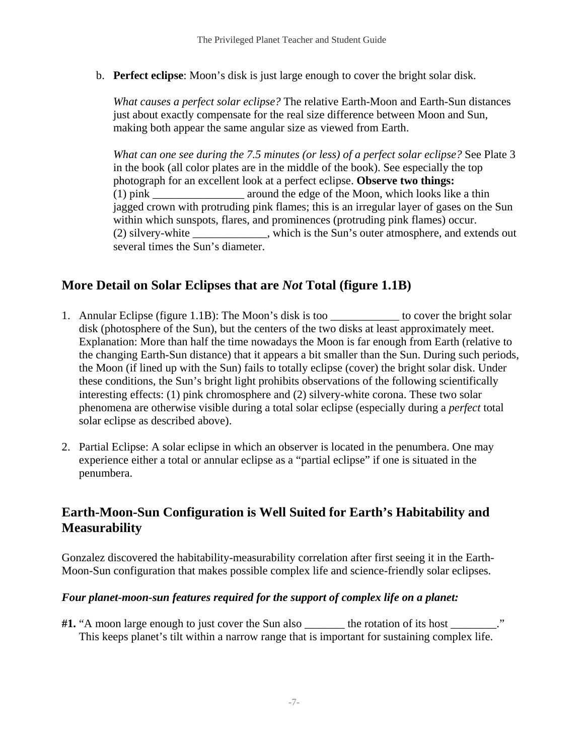b. **Perfect eclipse**: Moon's disk is just large enough to cover the bright solar disk.

   *What causes a perfect solar eclipse?* The relative Earth-Moon and Earth-Sun distances just about exactly compensate for the real size difference between Moon and Sun, making both appear the same angular size as viewed from Earth.

   *What can one see during the 7.5 minutes (or less) of a perfect solar eclipse?* See Plate 3 in the book (all color plates are in the middle of the book). See especially the top photograph for an excellent look at a perfect eclipse. **Observe two things:**
   (1) pink ________________ around the edge of the Moon, which looks like a thin jagged crown with protruding pink flames; this is an irregular layer of gases on the Sun within which sunspots, flares, and prominences (protruding pink flames) occur.
   (2) silvery-white _____________, which is the Sun's outer atmosphere, and extends out several times the Sun's diameter.

## More Detail on Solar Eclipses that are *Not* Total (figure 1.1B)

1. Annular Eclipse (figure 1.1B): The Moon's disk is too ____________ to cover the bright solar disk (photosphere of the Sun), but the centers of the two disks at least approximately meet. Explanation: More than half the time nowadays the Moon is far enough from Earth (relative to the changing Earth-Sun distance) that it appears a bit smaller than the Sun. During such periods, the Moon (if lined up with the Sun) fails to totally eclipse (cover) the bright solar disk. Under these conditions, the Sun's bright light prohibits observations of the following scientifically interesting effects: (1) pink chromosphere and (2) silvery-white corona. These two solar phenomena are otherwise visible during a total solar eclipse (especially during a *perfect* total solar eclipse as described above).

2. Partial Eclipse: A solar eclipse in which an observer is located in the penumbera. One may experience either a total or annular eclipse as a "partial eclipse" if one is situated in the penumbera.

## Earth-Moon-Sun Configuration is Well Suited for Earth's Habitability and Measurability

Gonzalez discovered the habitability-measurability correlation after first seeing it in the Earth-Moon-Sun configuration that makes possible complex life and science-friendly solar eclipses.

### *Four planet-moon-sun features required for the support of complex life on a planet:*

**#1.** "A moon large enough to just cover the Sun also _______ the rotation of its host ________." This keeps planet's tilt within a narrow range that is important for sustaining complex life.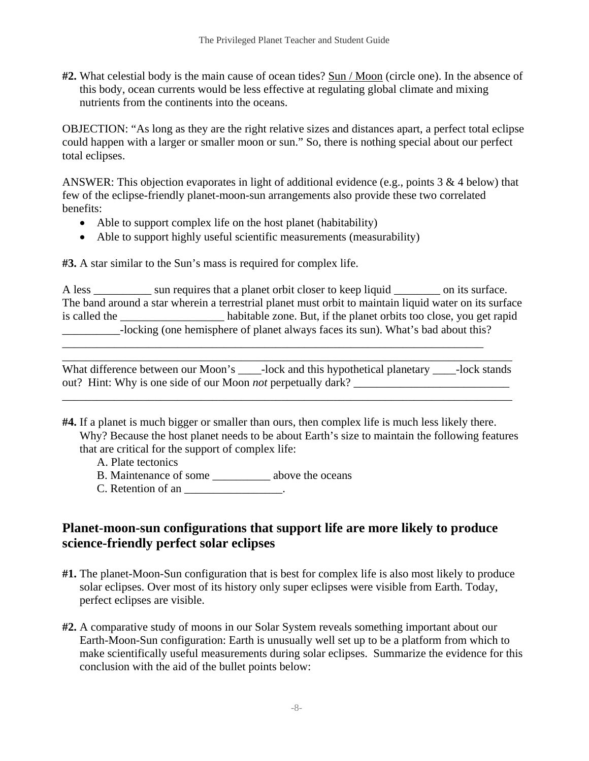**#2.** What celestial body is the main cause of ocean tides? Sun / Moon (circle one). In the absence of this body, ocean currents would be less effective at regulating global climate and mixing nutrients from the continents into the oceans.

OBJECTION: "As long as they are the right relative sizes and distances apart, a perfect total eclipse could happen with a larger or smaller moon or sun." So, there is nothing special about our perfect total eclipses.

ANSWER: This objection evaporates in light of additional evidence (e.g., points 3 & 4 below) that few of the eclipse-friendly planet-moon-sun arrangements also provide these two correlated benefits:

- Able to support complex life on the host planet (habitability)
- Able to support highly useful scientific measurements (measurability)

**#3.** A star similar to the Sun's mass is required for complex life.

A less __________ sun requires that a planet orbit closer to keep liquid ________ on its surface. The band around a star wherein a terrestrial planet must orbit to maintain liquid water on its surface is called the __________________ habitable zone. But, if the planet orbits too close, you get rapid __________-locking (one hemisphere of planet always faces its sun). What's bad about this?
_____________________________________________________________________________
_____________________________________________________________________________

What difference between our Moon's ____-lock and this hypothetical planetary ____-lock stands out? Hint: Why is one side of our Moon *not* perpetually dark? ___________________________
_____________________________________________________________________________

**#4.** If a planet is much bigger or smaller than ours, then complex life is much less likely there. Why? Because the host planet needs to be about Earth's size to maintain the following features that are critical for the support of complex life:

A. Plate tectonics
B. Maintenance of some __________ above the oceans
C. Retention of an _________________.

## Planet-moon-sun configurations that support life are more likely to produce science-friendly perfect solar eclipses

**#1.** The planet-Moon-Sun configuration that is best for complex life is also most likely to produce solar eclipses. Over most of its history only super eclipses were visible from Earth. Today, perfect eclipses are visible.

**#2.** A comparative study of moons in our Solar System reveals something important about our Earth-Moon-Sun configuration: Earth is unusually well set up to be a platform from which to make scientifically useful measurements during solar eclipses. Summarize the evidence for this conclusion with the aid of the bullet points below: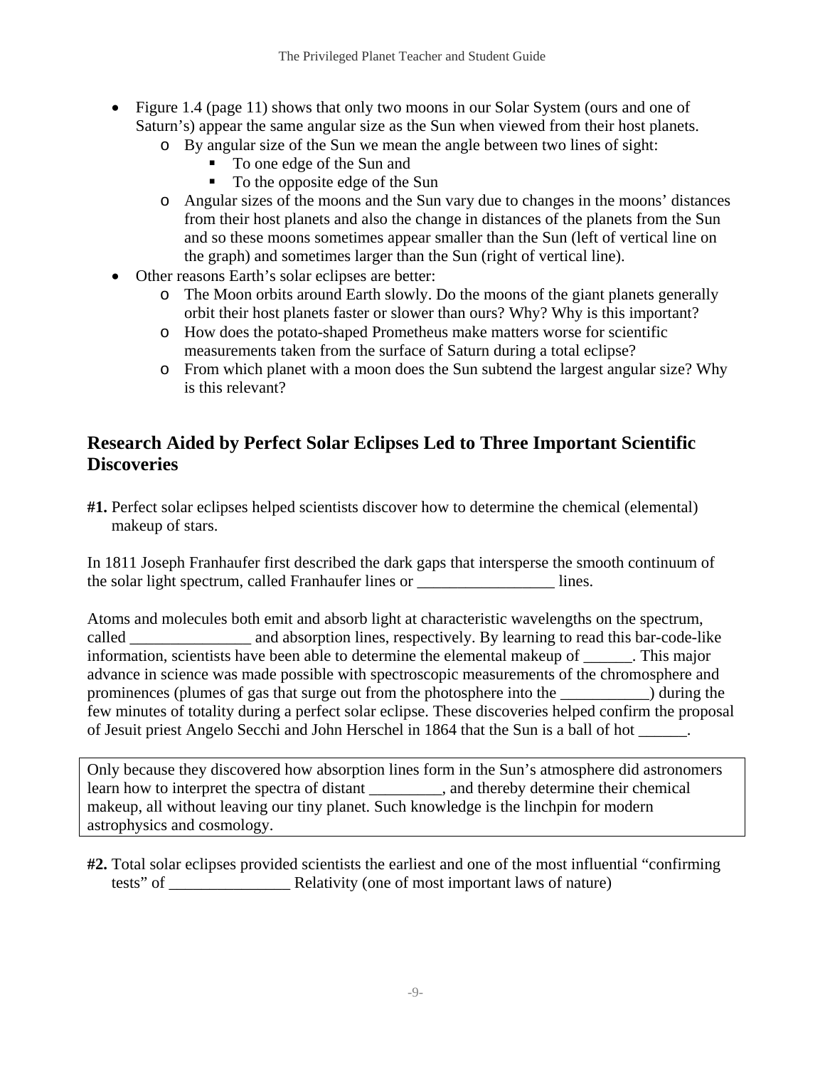- Figure 1.4 (page 11) shows that only two moons in our Solar System (ours and one of Saturn's) appear the same angular size as the Sun when viewed from their host planets.
  - By angular size of the Sun we mean the angle between two lines of sight:
    - To one edge of the Sun and
    - To the opposite edge of the Sun
  - Angular sizes of the moons and the Sun vary due to changes in the moons' distances from their host planets and also the change in distances of the planets from the Sun and so these moons sometimes appear smaller than the Sun (left of vertical line on the graph) and sometimes larger than the Sun (right of vertical line).
- Other reasons Earth's solar eclipses are better:
  - The Moon orbits around Earth slowly. Do the moons of the giant planets generally orbit their host planets faster or slower than ours? Why? Why is this important?
  - How does the potato-shaped Prometheus make matters worse for scientific measurements taken from the surface of Saturn during a total eclipse?
  - From which planet with a moon does the Sun subtend the largest angular size? Why is this relevant?

## Research Aided by Perfect Solar Eclipses Led to Three Important Scientific Discoveries

**#1.** Perfect solar eclipses helped scientists discover how to determine the chemical (elemental) makeup of stars.

In 1811 Joseph Franhaufer first described the dark gaps that intersperse the smooth continuum of the solar light spectrum, called Franhaufer lines or _________________ lines.

Atoms and molecules both emit and absorb light at characteristic wavelengths on the spectrum, called _______________ and absorption lines, respectively. By learning to read this bar-code-like information, scientists have been able to determine the elemental makeup of ______. This major advance in science was made possible with spectroscopic measurements of the chromosphere and prominences (plumes of gas that surge out from the photosphere into the ___________) during the few minutes of totality during a perfect solar eclipse. These discoveries helped confirm the proposal of Jesuit priest Angelo Secchi and John Herschel in 1864 that the Sun is a ball of hot ______.

> Only because they discovered how absorption lines form in the Sun's atmosphere did astronomers learn how to interpret the spectra of distant _________, and thereby determine their chemical makeup, all without leaving our tiny planet. Such knowledge is the linchpin for modern astrophysics and cosmology.

**#2.** Total solar eclipses provided scientists the earliest and one of the most influential "confirming tests" of _______________ Relativity (one of most important laws of nature)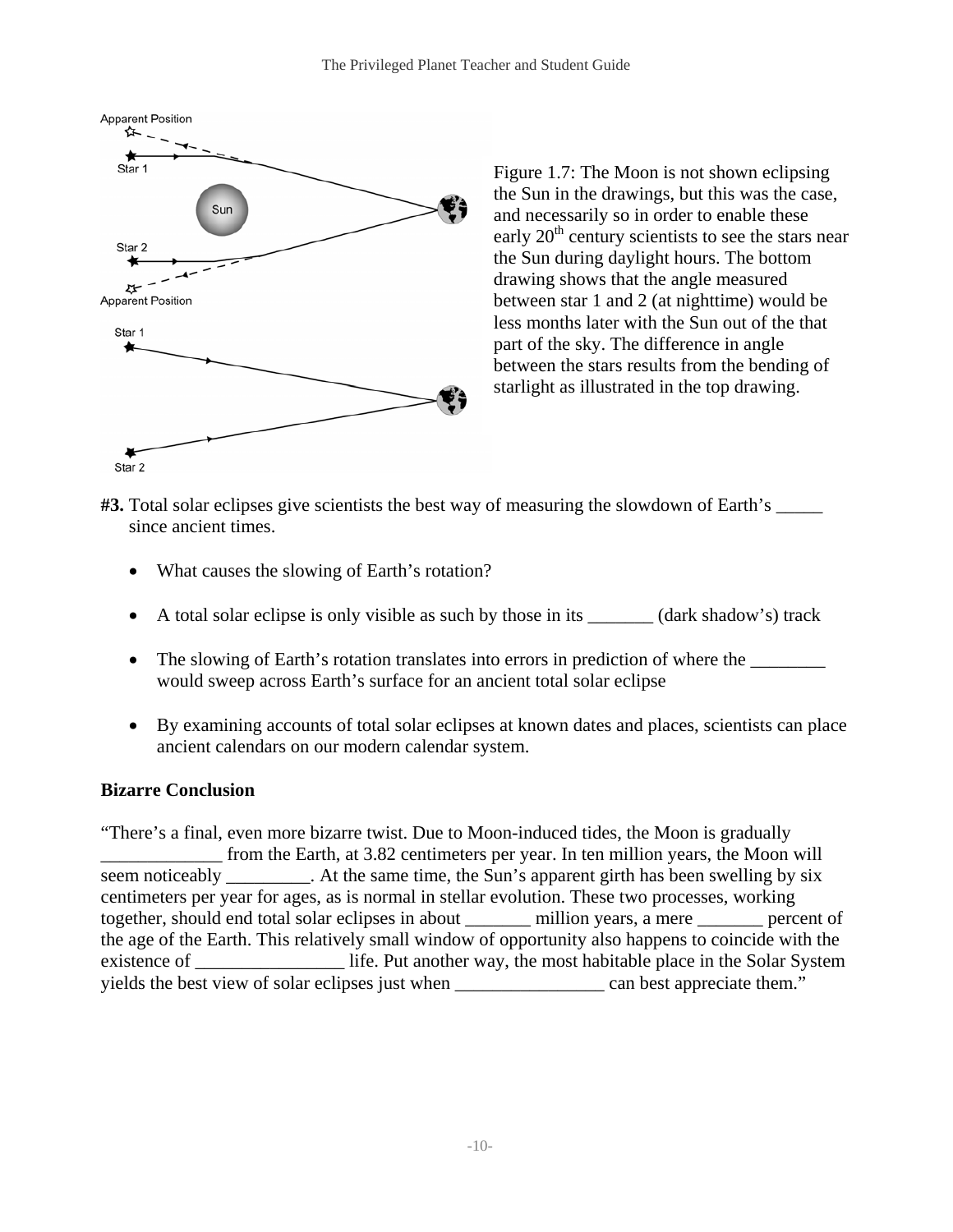Figure 1.7: The Moon is not shown eclipsing the Sun in the drawings, but this was the case, and necessarily so in order to enable these early 20th century scientists to see the stars near the Sun during daylight hours. The bottom drawing shows that the angle measured between star 1 and 2 (at nighttime) would be less months later with the Sun out of the that part of the sky. The difference in angle between the stars results from the bending of starlight as illustrated in the top drawing.

**#3.** Total solar eclipses give scientists the best way of measuring the slowdown of Earth's _____ since ancient times.

- What causes the slowing of Earth's rotation?
- A total solar eclipse is only visible as such by those in its _______ (dark shadow's) track
- The slowing of Earth's rotation translates into errors in prediction of where the ________ would sweep across Earth's surface for an ancient total solar eclipse
- By examining accounts of total solar eclipses at known dates and places, scientists can place ancient calendars on our modern calendar system.

**Bizarre Conclusion**

"There's a final, even more bizarre twist. Due to Moon-induced tides, the Moon is gradually _____________ from the Earth, at 3.82 centimeters per year. In ten million years, the Moon will seem noticeably _________. At the same time, the Sun's apparent girth has been swelling by six centimeters per year for ages, as is normal in stellar evolution. These two processes, working together, should end total solar eclipses in about _______ million years, a mere _______ percent of the age of the Earth. This relatively small window of opportunity also happens to coincide with the existence of ________________ life. Put another way, the most habitable place in the Solar System yields the best view of solar eclipses just when ________________ can best appreciate them."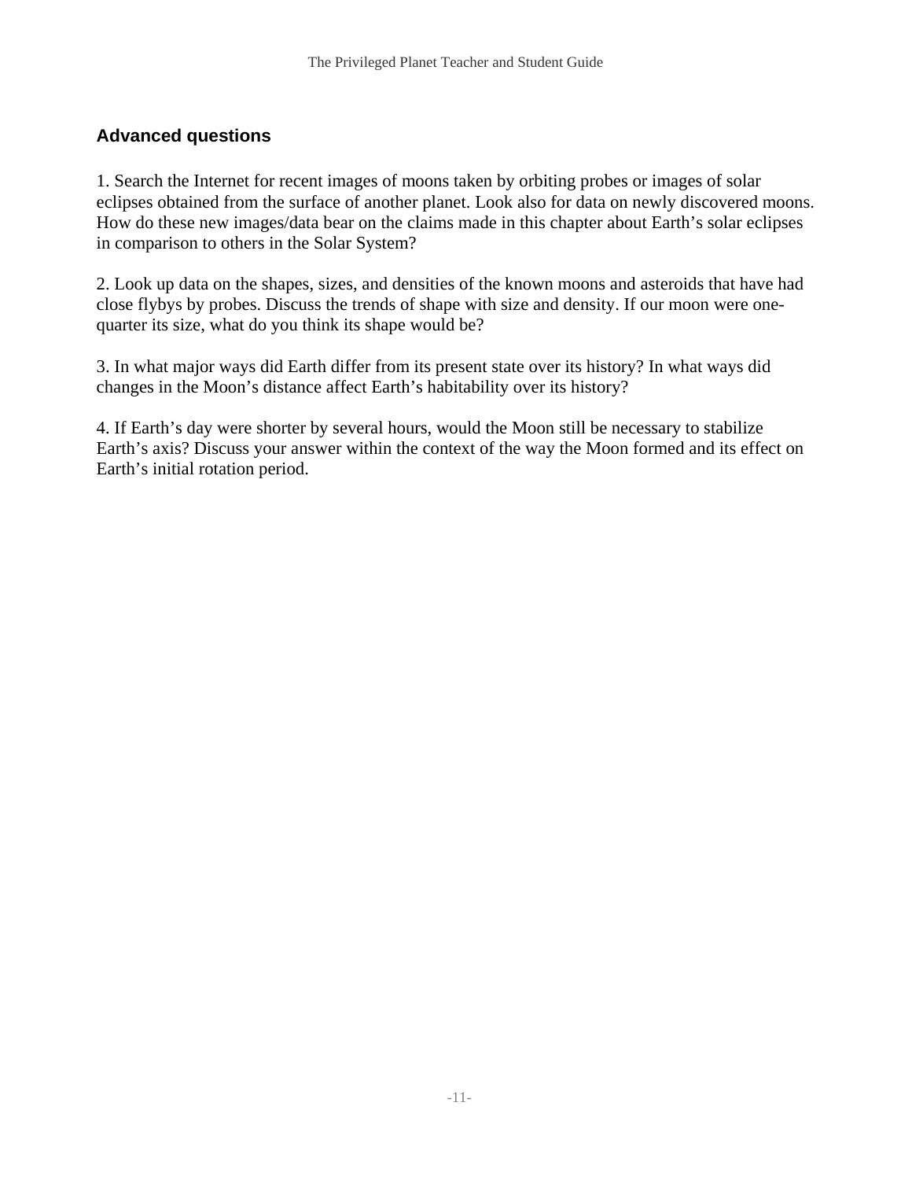## Advanced questions

1. Search the Internet for recent images of moons taken by orbiting probes or images of solar eclipses obtained from the surface of another planet. Look also for data on newly discovered moons. How do these new images/data bear on the claims made in this chapter about Earth's solar eclipses in comparison to others in the Solar System?

2. Look up data on the shapes, sizes, and densities of the known moons and asteroids that have had close flybys by probes. Discuss the trends of shape with size and density. If our moon were one-quarter its size, what do you think its shape would be?

3. In what major ways did Earth differ from its present state over its history? In what ways did changes in the Moon's distance affect Earth's habitability over its history?

4. If Earth's day were shorter by several hours, would the Moon still be necessary to stabilize Earth's axis? Discuss your answer within the context of the way the Moon formed and its effect on Earth's initial rotation period.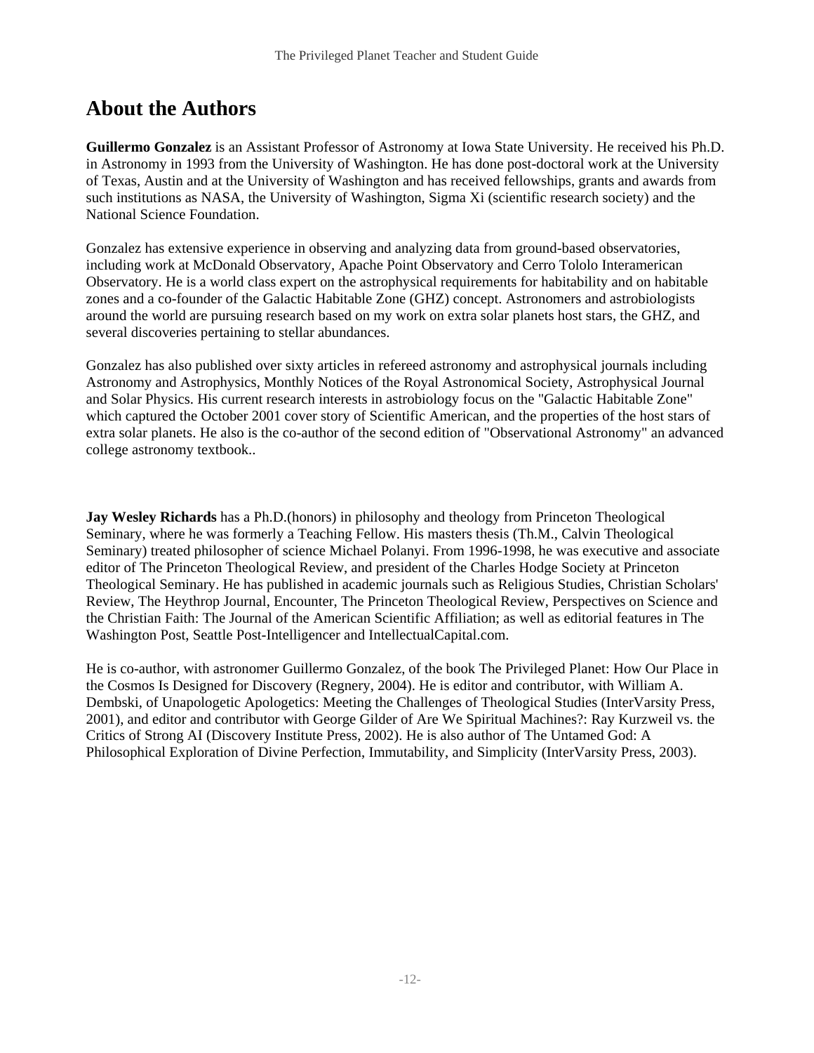## About the Authors

**Guillermo Gonzalez** is an Assistant Professor of Astronomy at Iowa State University. He received his Ph.D. in Astronomy in 1993 from the University of Washington. He has done post-doctoral work at the University of Texas, Austin and at the University of Washington and has received fellowships, grants and awards from such institutions as NASA, the University of Washington, Sigma Xi (scientific research society) and the National Science Foundation.

Gonzalez has extensive experience in observing and analyzing data from ground-based observatories, including work at McDonald Observatory, Apache Point Observatory and Cerro Tololo Interamerican Observatory. He is a world class expert on the astrophysical requirements for habitability and on habitable zones and a co-founder of the Galactic Habitable Zone (GHZ) concept. Astronomers and astrobiologists around the world are pursuing research based on my work on extra solar planets host stars, the GHZ, and several discoveries pertaining to stellar abundances.

Gonzalez has also published over sixty articles in refereed astronomy and astrophysical journals including Astronomy and Astrophysics, Monthly Notices of the Royal Astronomical Society, Astrophysical Journal and Solar Physics. His current research interests in astrobiology focus on the "Galactic Habitable Zone" which captured the October 2001 cover story of Scientific American, and the properties of the host stars of extra solar planets. He also is the co-author of the second edition of "Observational Astronomy" an advanced college astronomy textbook..

**Jay Wesley Richards** has a Ph.D.(honors) in philosophy and theology from Princeton Theological Seminary, where he was formerly a Teaching Fellow. His masters thesis (Th.M., Calvin Theological Seminary) treated philosopher of science Michael Polanyi. From 1996-1998, he was executive and associate editor of The Princeton Theological Review, and president of the Charles Hodge Society at Princeton Theological Seminary. He has published in academic journals such as Religious Studies, Christian Scholars' Review, The Heythrop Journal, Encounter, The Princeton Theological Review, Perspectives on Science and the Christian Faith: The Journal of the American Scientific Affiliation; as well as editorial features in The Washington Post, Seattle Post-Intelligencer and IntellectualCapital.com.

He is co-author, with astronomer Guillermo Gonzalez, of the book The Privileged Planet: How Our Place in the Cosmos Is Designed for Discovery (Regnery, 2004). He is editor and contributor, with William A. Dembski, of Unapologetic Apologetics: Meeting the Challenges of Theological Studies (InterVarsity Press, 2001), and editor and contributor with George Gilder of Are We Spiritual Machines?: Ray Kurzweil vs. the Critics of Strong AI (Discovery Institute Press, 2002). He is also author of The Untamed God: A Philosophical Exploration of Divine Perfection, Immutability, and Simplicity (InterVarsity Press, 2003).